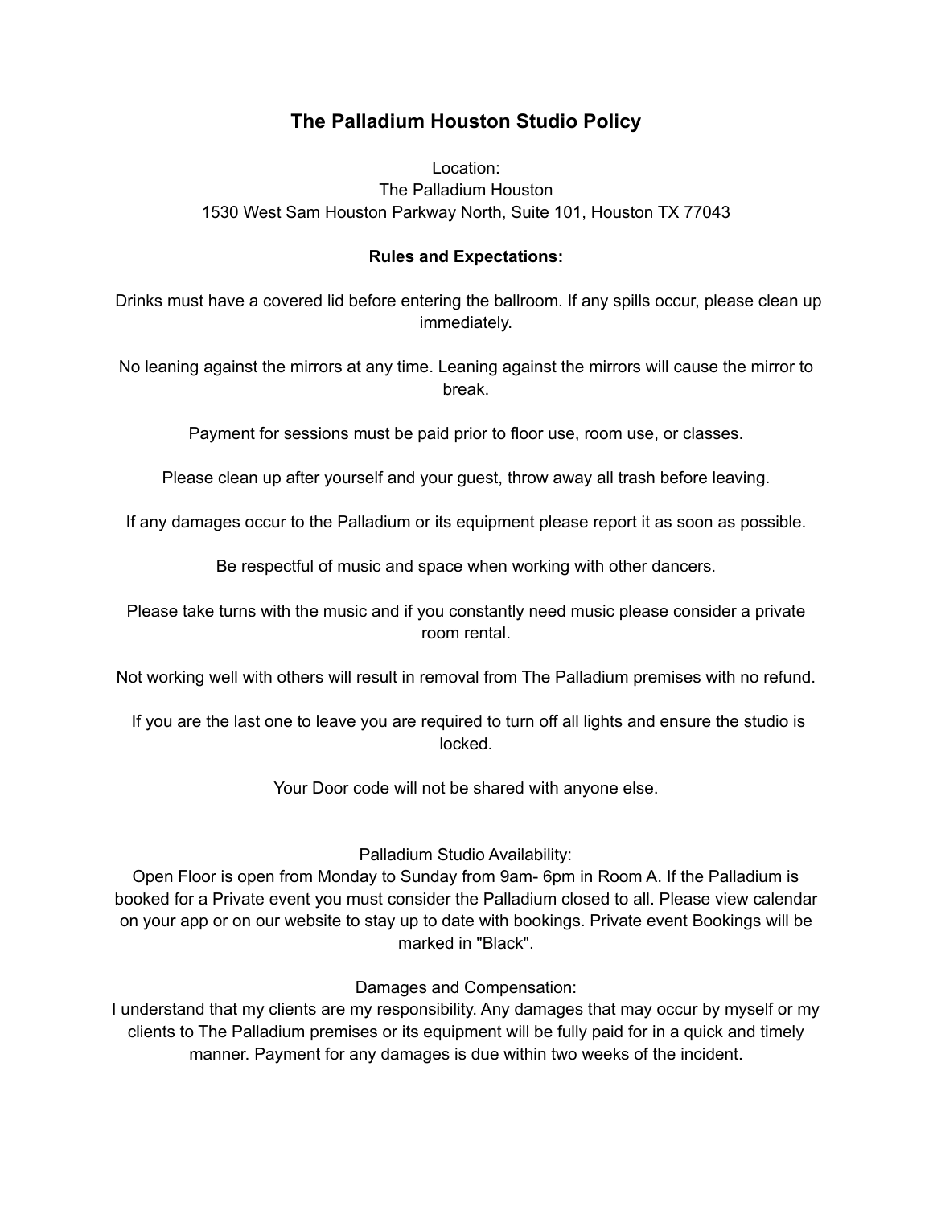# The Palladium Houston Studio Policy

Location:
The Palladium Houston
1530 West Sam Houston Parkway North, Suite 101, Houston TX 77043

**Rules and Expectations:**

Drinks must have a covered lid before entering the ballroom. If any spills occur, please clean up immediately.

No leaning against the mirrors at any time. Leaning against the mirrors will cause the mirror to break.

Payment for sessions must be paid prior to floor use, room use, or classes.

Please clean up after yourself and your guest, throw away all trash before leaving.

If any damages occur to the Palladium or its equipment please report it as soon as possible.

Be respectful of music and space when working with other dancers.

Please take turns with the music and if you constantly need music please consider a private room rental.

Not working well with others will result in removal from The Palladium premises with no refund.

If you are the last one to leave you are required to turn off all lights and ensure the studio is locked.

Your Door code will not be shared with anyone else.

Palladium Studio Availability:
Open Floor is open from Monday to Sunday from 9am- 6pm in Room A. If the Palladium is booked for a Private event you must consider the Palladium closed to all. Please view calendar on your app or on our website to stay up to date with bookings. Private event Bookings will be marked in "Black".

Damages and Compensation:
I understand that my clients are my responsibility. Any damages that may occur by myself or my clients to The Palladium premises or its equipment will be fully paid for in a quick and timely manner. Payment for any damages is due within two weeks of the incident.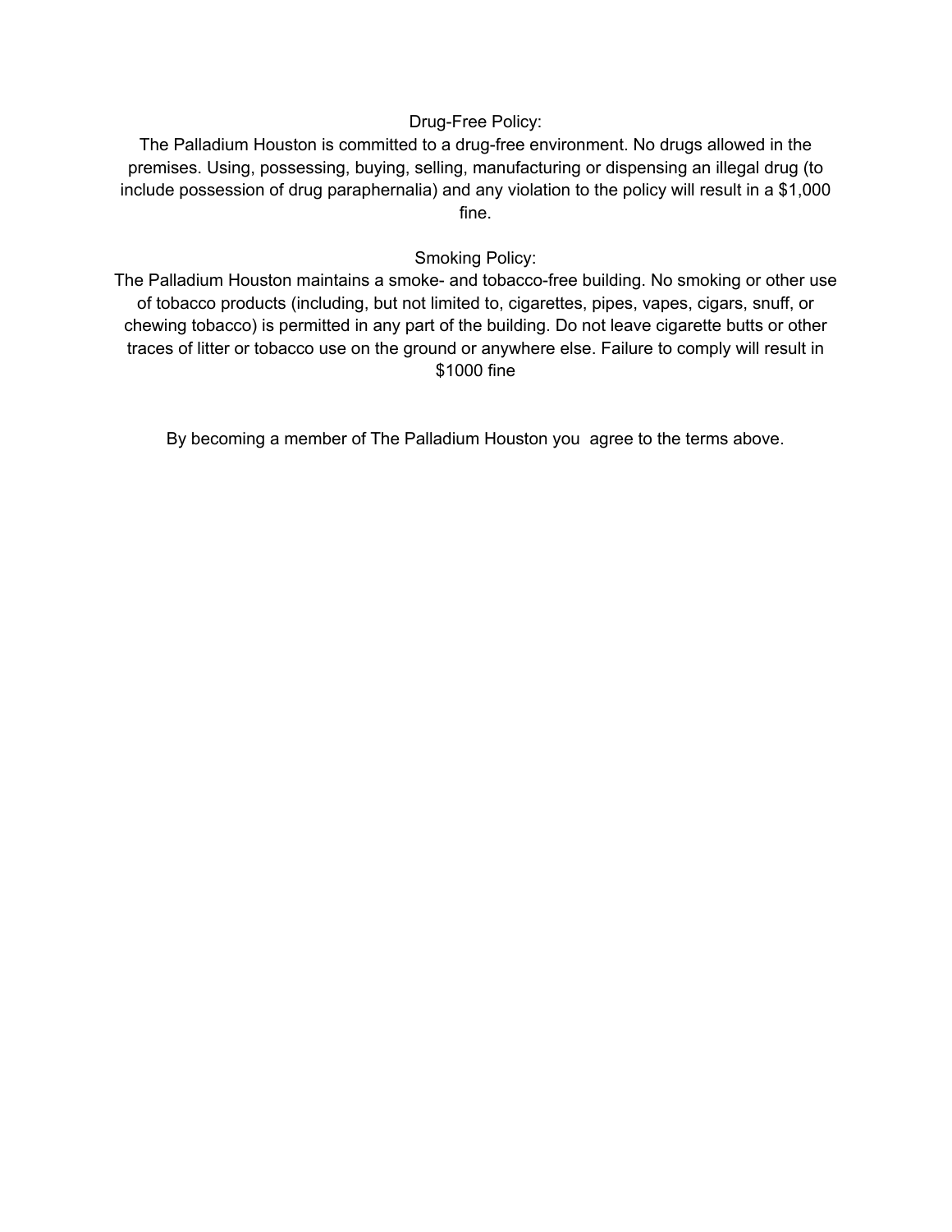Drug-Free Policy:

The Palladium Houston is committed to a drug-free environment. No drugs allowed in the premises. Using, possessing, buying, selling, manufacturing or dispensing an illegal drug (to include possession of drug paraphernalia) and any violation to the policy will result in a $1,000 fine.

Smoking Policy:

The Palladium Houston maintains a smoke- and tobacco-free building. No smoking or other use of tobacco products (including, but not limited to, cigarettes, pipes, vapes, cigars, snuff, or chewing tobacco) is permitted in any part of the building. Do not leave cigarette butts or other traces of litter or tobacco use on the ground or anywhere else. Failure to comply will result in $1000 fine

By becoming a member of The Palladium Houston you agree to the terms above.